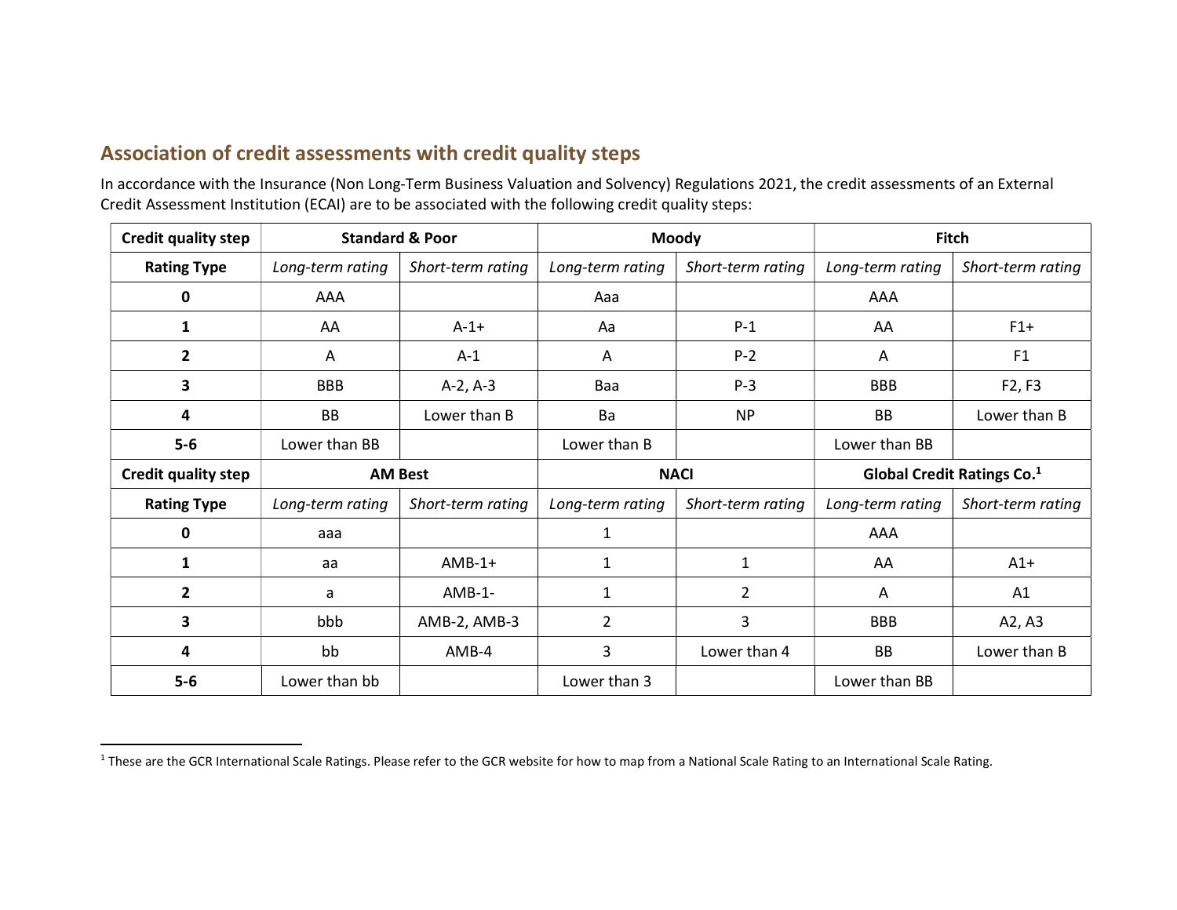## Association of credit assessments with credit quality steps

In accordance with the Insurance (Non Long-Term Business Valuation and Solvency) Regulations 2021, the credit assessments of an External Credit Assessment Institution (ECAI) are to be associated with the following credit quality steps:

| **Credit quality step** | **Standard & Poor** | | **Moody** | | **Fitch** | |
|---|---|---|---|---|---|---|
| **Rating Type** | *Long-term rating* | *Short-term rating* | *Long-term rating* | *Short-term rating* | *Long-term rating* | *Short-term rating* |
| **0** | AAA | | Aaa | | AAA | |
| **1** | AA | A-1+ | Aa | P-1 | AA | F1+ |
| **2** | A | A-1 | A | P-2 | A | F1 |
| **3** | BBB | A-2, A-3 | Baa | P-3 | BBB | F2, F3 |
| **4** | BB | Lower than B | Ba | NP | BB | Lower than B |
| **5-6** | Lower than BB | | Lower than B | | Lower than BB | |
| **Credit quality step** | **AM Best** | | **NACI** | | **Global Credit Ratings Co.[1]** | |
| **Rating Type** | *Long-term rating* | *Short-term rating* | *Long-term rating* | *Short-term rating* | *Long-term rating* | *Short-term rating* |
| **0** | aaa | | 1 | | AAA | |
| **1** | aa | AMB-1+ | 1 | 1 | AA | A1+ |
| **2** | a | AMB-1- | 1 | 2 | A | A1 |
| **3** | bbb | AMB-2, AMB-3 | 2 | 3 | BBB | A2, A3 |
| **4** | bb | AMB-4 | 3 | Lower than 4 | BB | Lower than B |
| **5-6** | Lower than bb | | Lower than 3 | | Lower than BB | |

[1] These are the GCR International Scale Ratings. Please refer to the GCR website for how to map from a National Scale Rating to an International Scale Rating.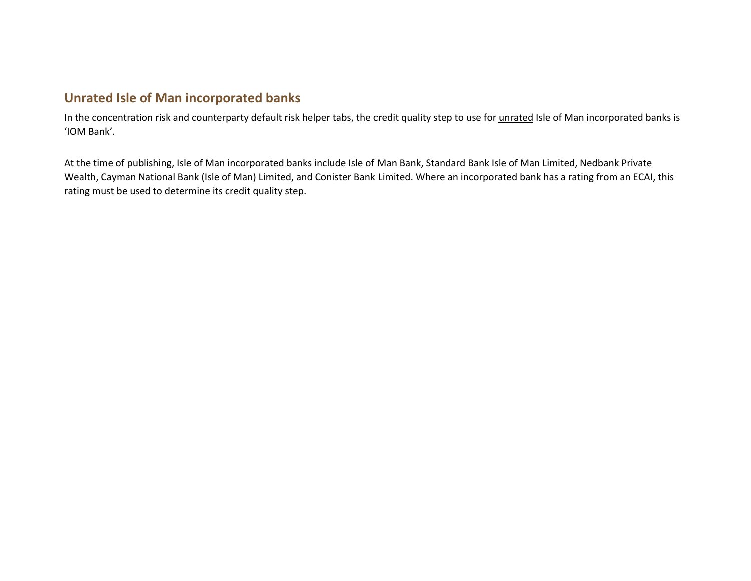## Unrated Isle of Man incorporated banks

In the concentration risk and counterparty default risk helper tabs, the credit quality step to use for unrated Isle of Man incorporated banks is 'IOM Bank'.

At the time of publishing, Isle of Man incorporated banks include Isle of Man Bank, Standard Bank Isle of Man Limited, Nedbank Private Wealth, Cayman National Bank (Isle of Man) Limited, and Conister Bank Limited. Where an incorporated bank has a rating from an ECAI, this rating must be used to determine its credit quality step.